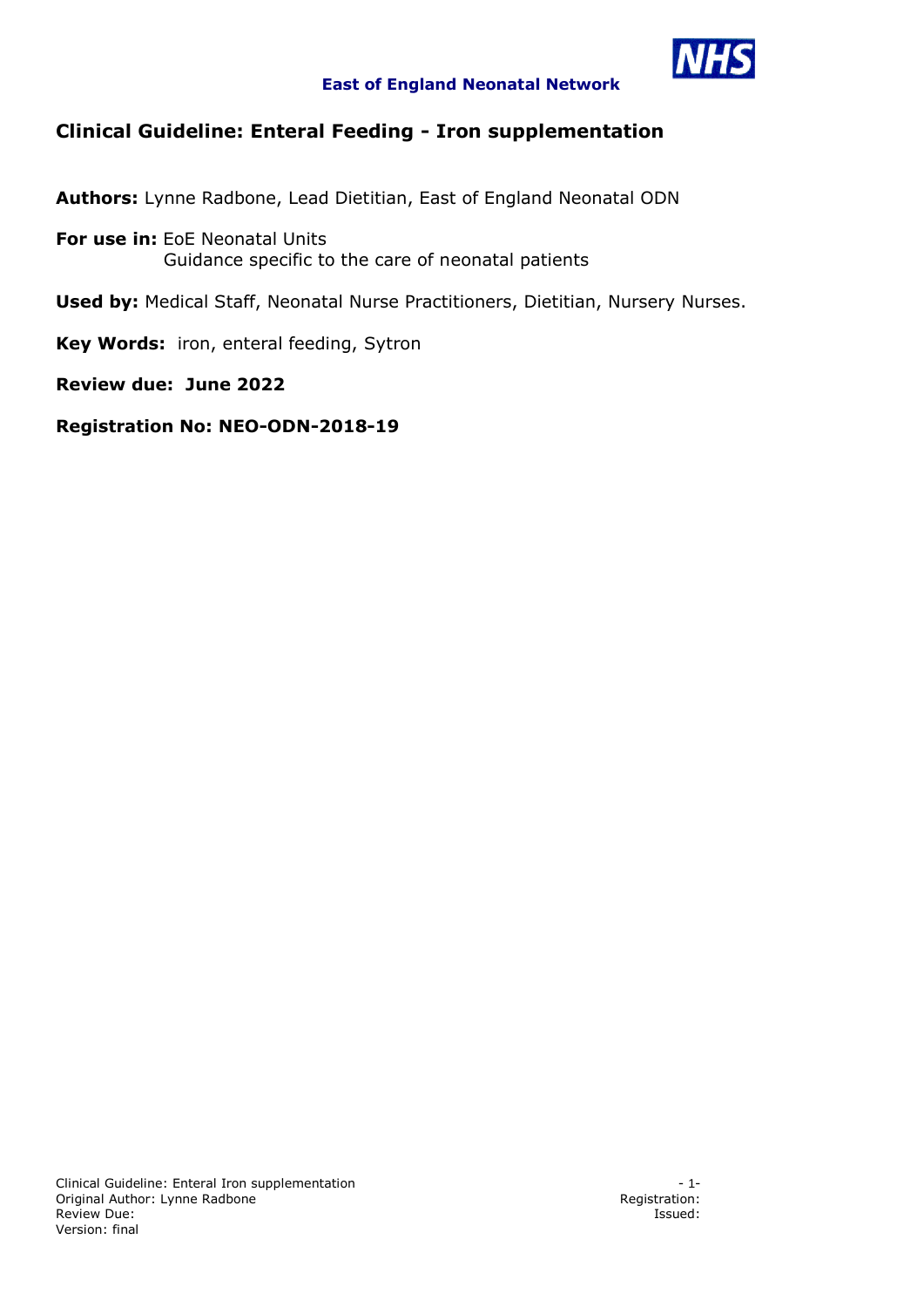**East of England Neonatal Network**

# Clinical Guideline: Enteral Feeding - Iron supplementation

**Authors:** Lynne Radbone, Lead Dietitian, East of England Neonatal ODN

**For use in:** EoE Neonatal Units
Guidance specific to the care of neonatal patients

**Used by:** Medical Staff, Neonatal Nurse Practitioners, Dietitian, Nursery Nurses.

**Key Words:** iron, enteral feeding, Sytron

**Review due: June 2022**

**Registration No: NEO-ODN-2018-19**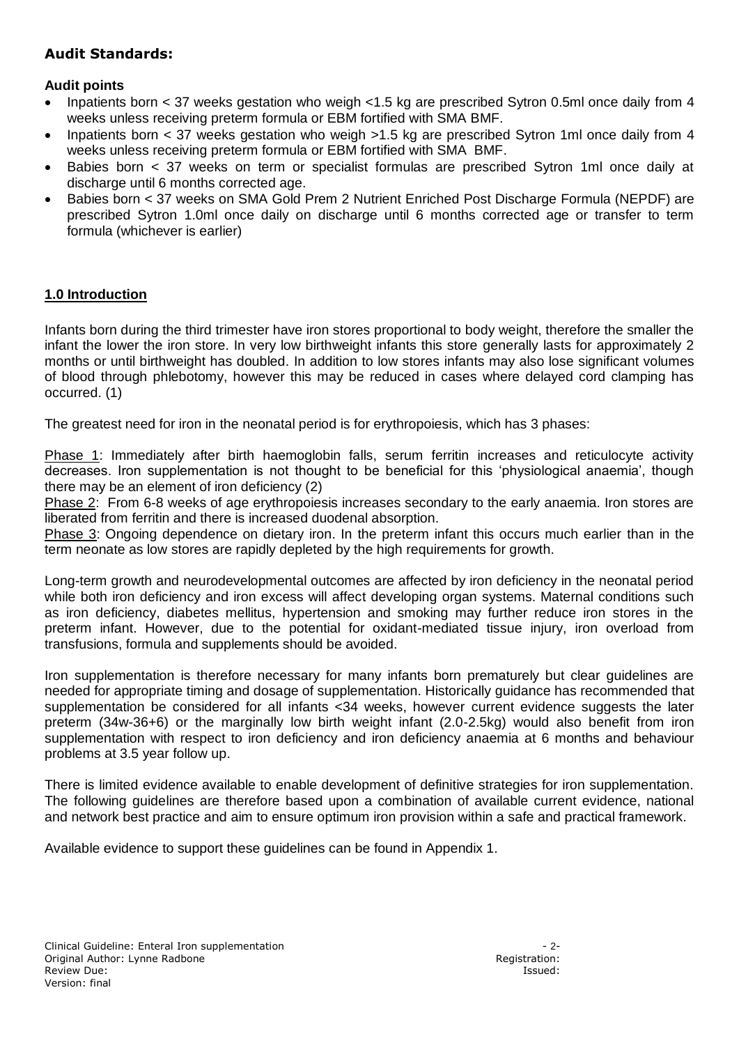## Audit Standards:

**Audit points**

- Inpatients born < 37 weeks gestation who weigh <1.5 kg are prescribed Sytron 0.5ml once daily from 4 weeks unless receiving preterm formula or EBM fortified with SMA BMF.
- Inpatients born < 37 weeks gestation who weigh >1.5 kg are prescribed Sytron 1ml once daily from 4 weeks unless receiving preterm formula or EBM fortified with SMA BMF.
- Babies born < 37 weeks on term or specialist formulas are prescribed Sytron 1ml once daily at discharge until 6 months corrected age.
- Babies born < 37 weeks on SMA Gold Prem 2 Nutrient Enriched Post Discharge Formula (NEPDF) are prescribed Sytron 1.0ml once daily on discharge until 6 months corrected age or transfer to term formula (whichever is earlier)

## 1.0 Introduction

Infants born during the third trimester have iron stores proportional to body weight, therefore the smaller the infant the lower the iron store. In very low birthweight infants this store generally lasts for approximately 2 months or until birthweight has doubled. In addition to low stores infants may also lose significant volumes of blood through phlebotomy, however this may be reduced in cases where delayed cord clamping has occurred. (1)

The greatest need for iron in the neonatal period is for erythropoiesis, which has 3 phases:

Phase 1: Immediately after birth haemoglobin falls, serum ferritin increases and reticulocyte activity decreases. Iron supplementation is not thought to be beneficial for this 'physiological anaemia', though there may be an element of iron deficiency (2)

Phase 2: From 6-8 weeks of age erythropoiesis increases secondary to the early anaemia. Iron stores are liberated from ferritin and there is increased duodenal absorption.

Phase 3: Ongoing dependence on dietary iron. In the preterm infant this occurs much earlier than in the term neonate as low stores are rapidly depleted by the high requirements for growth.

Long-term growth and neurodevelopmental outcomes are affected by iron deficiency in the neonatal period while both iron deficiency and iron excess will affect developing organ systems. Maternal conditions such as iron deficiency, diabetes mellitus, hypertension and smoking may further reduce iron stores in the preterm infant. However, due to the potential for oxidant-mediated tissue injury, iron overload from transfusions, formula and supplements should be avoided.

Iron supplementation is therefore necessary for many infants born prematurely but clear guidelines are needed for appropriate timing and dosage of supplementation. Historically guidance has recommended that supplementation be considered for all infants <34 weeks, however current evidence suggests the later preterm (34w-36+6) or the marginally low birth weight infant (2.0-2.5kg) would also benefit from iron supplementation with respect to iron deficiency and iron deficiency anaemia at 6 months and behaviour problems at 3.5 year follow up.

There is limited evidence available to enable development of definitive strategies for iron supplementation. The following guidelines are therefore based upon a combination of available current evidence, national and network best practice and aim to ensure optimum iron provision within a safe and practical framework.

Available evidence to support these guidelines can be found in Appendix 1.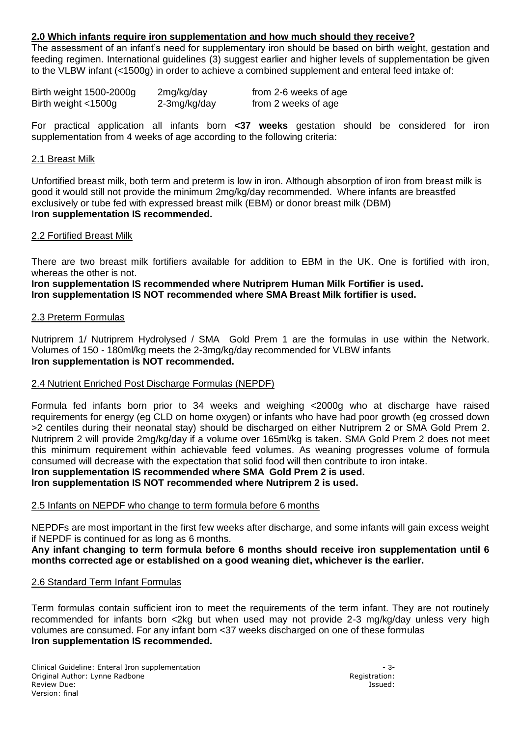## 2.0 Which infants require iron supplementation and how much should they receive?

The assessment of an infant's need for supplementary iron should be based on birth weight, gestation and feeding regimen. International guidelines (3) suggest earlier and higher levels of supplementation be given to the VLBW infant (<1500g) in order to achieve a combined supplement and enteral feed intake of:

| | | |
|---|---|---|
| Birth weight 1500-2000g | 2mg/kg/day | from 2-6 weeks of age |
| Birth weight <1500g | 2-3mg/kg/day | from 2 weeks of age |

For practical application all infants born **<37 weeks** gestation should be considered for iron supplementation from 4 weeks of age according to the following criteria:

### 2.1 Breast Milk

Unfortified breast milk, both term and preterm is low in iron. Although absorption of iron from breast milk is good it would still not provide the minimum 2mg/kg/day recommended. Where infants are breastfed exclusively or tube fed with expressed breast milk (EBM) or donor breast milk (DBM)
**Iron supplementation IS recommended.**

### 2.2 Fortified Breast Milk

There are two breast milk fortifiers available for addition to EBM in the UK. One is fortified with iron, whereas the other is not.

**Iron supplementation IS recommended where Nutriprem Human Milk Fortifier is used.**
**Iron supplementation IS NOT recommended where SMA Breast Milk fortifier is used.**

### 2.3 Preterm Formulas

Nutriprem 1/ Nutriprem Hydrolysed / SMA Gold Prem 1 are the formulas in use within the Network. Volumes of 150 - 180ml/kg meets the 2-3mg/kg/day recommended for VLBW infants
**Iron supplementation is NOT recommended.**

### 2.4 Nutrient Enriched Post Discharge Formulas (NEPDF)

Formula fed infants born prior to 34 weeks and weighing <2000g who at discharge have raised requirements for energy (eg CLD on home oxygen) or infants who have had poor growth (eg crossed down >2 centiles during their neonatal stay) should be discharged on either Nutriprem 2 or SMA Gold Prem 2. Nutriprem 2 will provide 2mg/kg/day if a volume over 165ml/kg is taken. SMA Gold Prem 2 does not meet this minimum requirement within achievable feed volumes. As weaning progresses volume of formula consumed will decrease with the expectation that solid food will then contribute to iron intake.

**Iron supplementation IS recommended where SMA Gold Prem 2 is used.**
**Iron supplementation IS NOT recommended where Nutriprem 2 is used.**

### 2.5 Infants on NEPDF who change to term formula before 6 months

NEPDFs are most important in the first few weeks after discharge, and some infants will gain excess weight if NEPDF is continued for as long as 6 months.

**Any infant changing to term formula before 6 months should receive iron supplementation until 6 months corrected age or established on a good weaning diet, whichever is the earlier.**

### 2.6 Standard Term Infant Formulas

Term formulas contain sufficient iron to meet the requirements of the term infant. They are not routinely recommended for infants born <2kg but when used may not provide 2-3 mg/kg/day unless very high volumes are consumed. For any infant born <37 weeks discharged on one of these formulas
**Iron supplementation IS recommended.**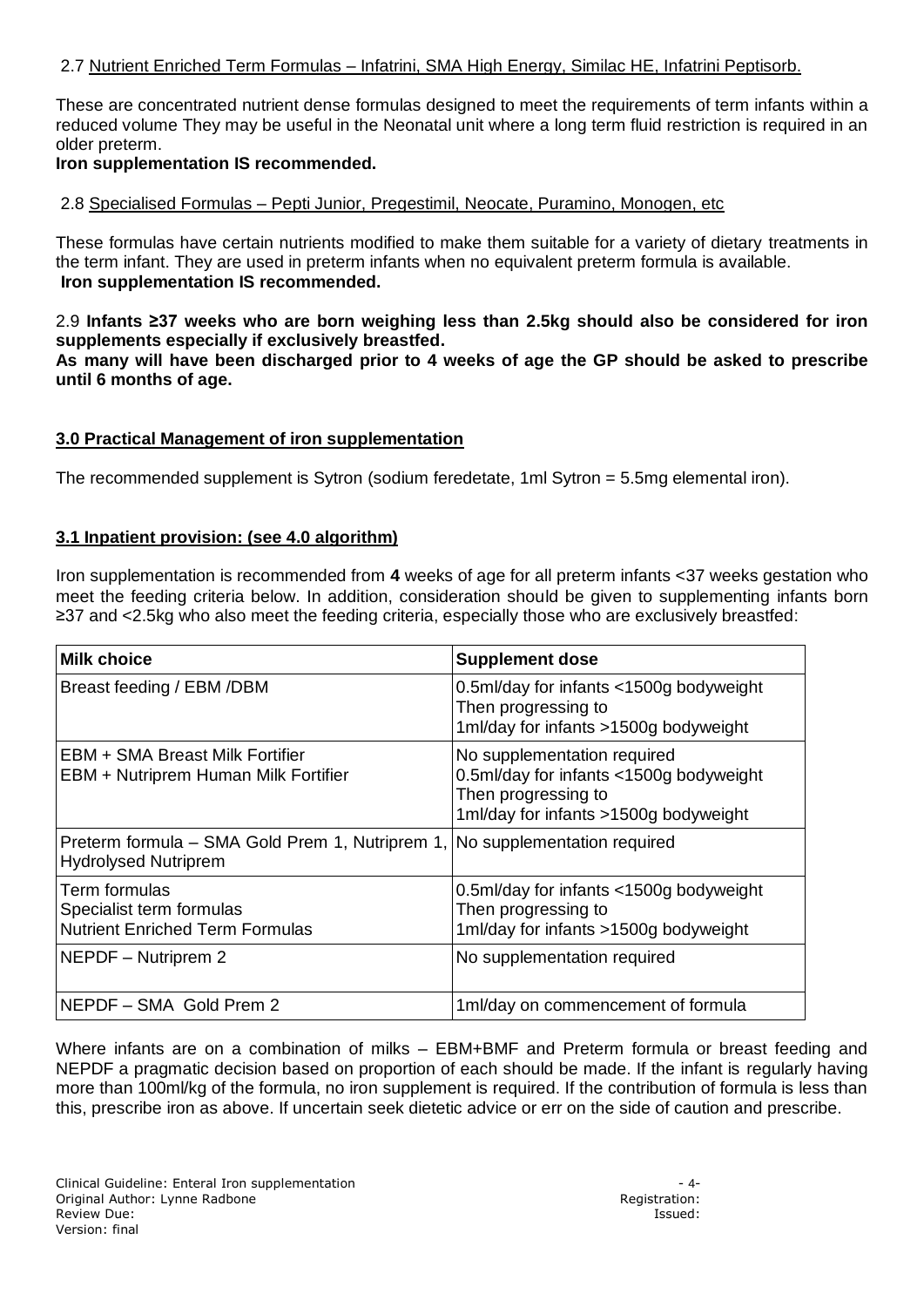2.7 Nutrient Enriched Term Formulas – Infatrini, SMA High Energy, Similac HE, Infatrini Peptisorb.

These are concentrated nutrient dense formulas designed to meet the requirements of term infants within a reduced volume They may be useful in the Neonatal unit where a long term fluid restriction is required in an older preterm.

**Iron supplementation IS recommended.**

2.8 Specialised Formulas – Pepti Junior, Pregestimil, Neocate, Puramino, Monogen, etc

These formulas have certain nutrients modified to make them suitable for a variety of dietary treatments in the term infant. They are used in preterm infants when no equivalent preterm formula is available.

**Iron supplementation IS recommended.**

2.9 **Infants ≥37 weeks who are born weighing less than 2.5kg should also be considered for iron supplements especially if exclusively breastfed.**

**As many will have been discharged prior to 4 weeks of age the GP should be asked to prescribe until 6 months of age.**

## 3.0 Practical Management of iron supplementation

The recommended supplement is Sytron (sodium feredetate, 1ml Sytron = 5.5mg elemental iron).

### 3.1 Inpatient provision: (see 4.0 algorithm)

Iron supplementation is recommended from **4** weeks of age for all preterm infants <37 weeks gestation who meet the feeding criteria below. In addition, consideration should be given to supplementing infants born ≥37 and <2.5kg who also meet the feeding criteria, especially those who are exclusively breastfed:

| Milk choice | Supplement dose |
|---|---|
| Breast feeding / EBM /DBM | 0.5ml/day for infants <1500g bodyweight<br>Then progressing to<br>1ml/day for infants >1500g bodyweight |
| EBM + SMA Breast Milk Fortifier<br>EBM + Nutriprem Human Milk Fortifier | No supplementation required<br>0.5ml/day for infants <1500g bodyweight<br>Then progressing to<br>1ml/day for infants >1500g bodyweight |
| Preterm formula – SMA Gold Prem 1, Nutriprem 1, Hydrolysed Nutriprem | No supplementation required |
| Term formulas<br>Specialist term formulas<br>Nutrient Enriched Term Formulas | 0.5ml/day for infants <1500g bodyweight<br>Then progressing to<br>1ml/day for infants >1500g bodyweight |
| NEPDF – Nutriprem 2 | No supplementation required |
| NEPDF – SMA Gold Prem 2 | 1ml/day on commencement of formula |

Where infants are on a combination of milks – EBM+BMF and Preterm formula or breast feeding and NEPDF a pragmatic decision based on proportion of each should be made. If the infant is regularly having more than 100ml/kg of the formula, no iron supplement is required. If the contribution of formula is less than this, prescribe iron as above. If uncertain seek dietetic advice or err on the side of caution and prescribe.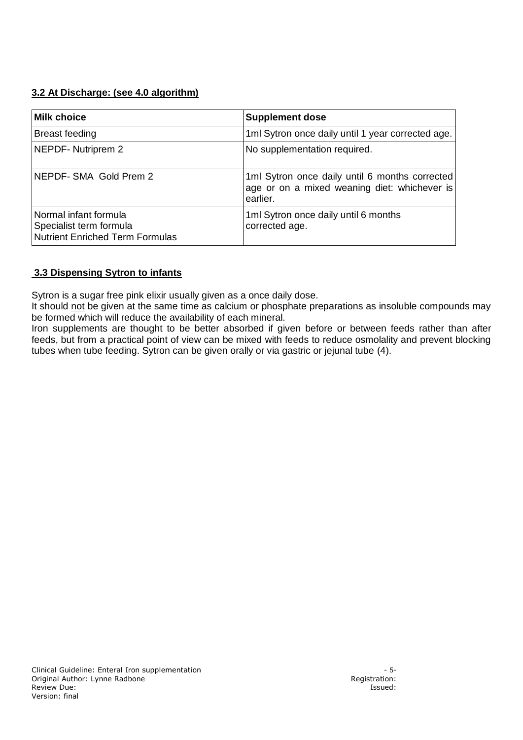### 3.2 At Discharge: (see 4.0 algorithm)

| Milk choice | Supplement dose |
|---|---|
| Breast feeding | 1ml Sytron once daily until 1 year corrected age. |
| NEPDF- Nutriprem 2 | No supplementation required. |
| NEPDF- SMA Gold Prem 2 | 1ml Sytron once daily until 6 months corrected age or on a mixed weaning diet: whichever is earlier. |
| Normal infant formula<br>Specialist term formula<br>Nutrient Enriched Term Formulas | 1ml Sytron once daily until 6 months corrected age. |

### 3.3 Dispensing Sytron to infants

Sytron is a sugar free pink elixir usually given as a once daily dose.
It should not be given at the same time as calcium or phosphate preparations as insoluble compounds may be formed which will reduce the availability of each mineral.
Iron supplements are thought to be better absorbed if given before or between feeds rather than after feeds, but from a practical point of view can be mixed with feeds to reduce osmolality and prevent blocking tubes when tube feeding. Sytron can be given orally or via gastric or jejunal tube (4).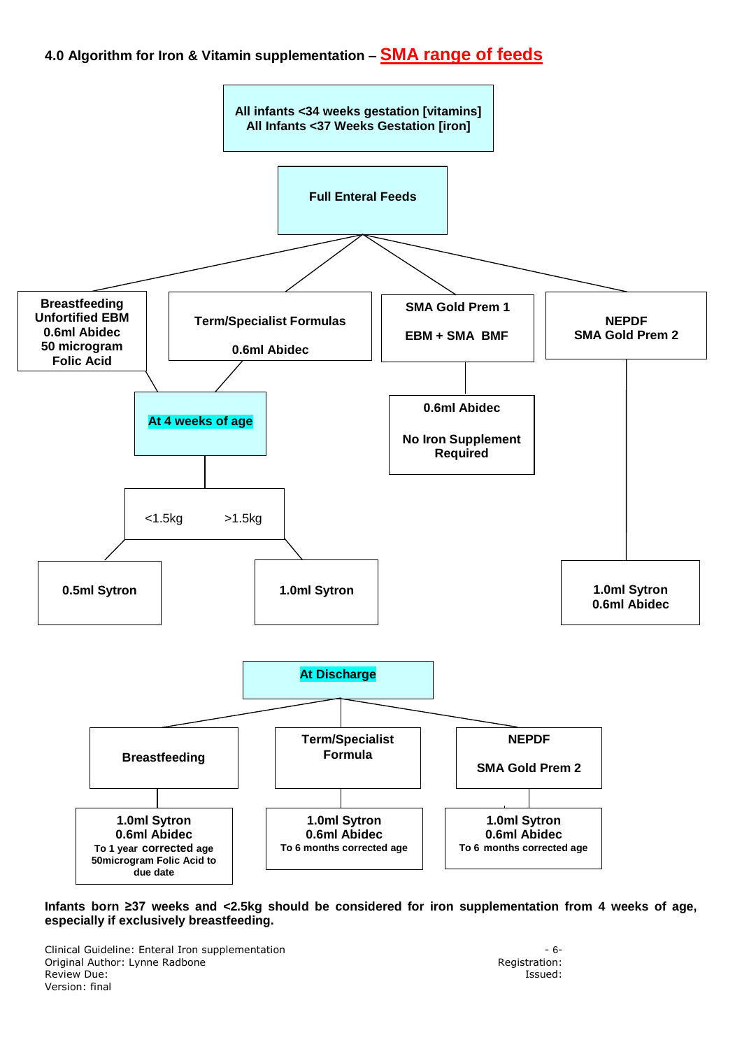## 4.0 Algorithm for Iron & Vitamin supplementation – SMA range of feeds

**All infants <34 weeks gestation [vitamins]**
**All Infants <37 Weeks Gestation [iron]**

↓

**Full Enteral Feeds**

- **Breastfeeding Unfortified EBM** — 0.6ml Abidec, 50 microgram Folic Acid
  - → **At 4 weeks of age**
- **Term/Specialist Formulas** — 0.6ml Abidec
  - → **At 4 weeks of age**
- **SMA Gold Prem 1** / **EBM + SMA BMF**
  - → **0.6ml Abidec** — **No Iron Supplement Required**
- **NEPDF** / **SMA Gold Prem 2**
  - → **1.0ml Sytron**, **0.6ml Abidec**

**At 4 weeks of age:**

| <1.5kg | >1.5kg |
| --- | --- |
| **0.5ml Sytron** | **1.0ml Sytron** |

### At Discharge

| Breastfeeding | Term/Specialist Formula | NEPDF SMA Gold Prem 2 |
| --- | --- | --- |
| **1.0ml Sytron**<br>**0.6ml Abidec**<br>**To 1 year corrected age**<br>**50microgram Folic Acid to due date** | **1.0ml Sytron**<br>**0.6ml Abidec**<br>**To 6 months corrected age** | **1.0ml Sytron**<br>**0.6ml Abidec**<br>**To 6 months corrected age** |

**Infants born ≥37 weeks and <2.5kg should be considered for iron supplementation from 4 weeks of age, especially if exclusively breastfeeding.**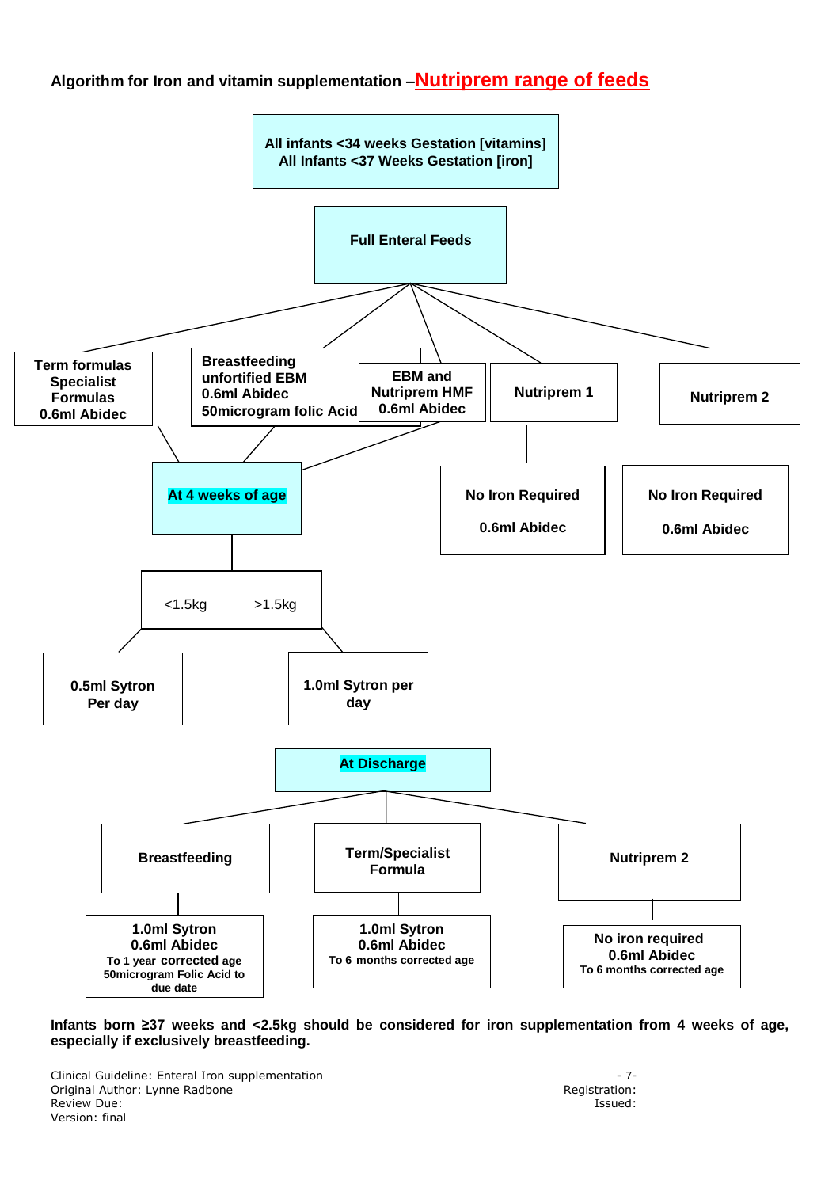**Algorithm for Iron and vitamin supplementation –Nutriprem range of feeds**

All infants <34 weeks Gestation [vitamins]
All Infants <37 Weeks Gestation [iron]

**Full Enteral Feeds**

- **Term formulas Specialist Formulas 0.6ml Abidec**
- **Breastfeeding unfortified EBM 0.6ml Abidec 50microgram folic Acid**
- **EBM and Nutriprem HMF 0.6ml Abidec**
- **Nutriprem 1** → **No Iron Required 0.6ml Abidec**
- **Nutriprem 2** → **No Iron Required 0.6ml Abidec**

**At 4 weeks of age** (Term/Specialist formulas; Breastfeeding unfortified EBM; EBM and Nutriprem HMF)

- <1.5kg → **0.5ml Sytron Per day**
- >1.5kg → **1.0ml Sytron per day**

**At Discharge**

- **Breastfeeding** → **1.0ml Sytron 0.6ml Abidec To 1 year corrected age 50microgram Folic Acid to due date**
- **Term/Specialist Formula** → **1.0ml Sytron 0.6ml Abidec To 6 months corrected age**
- **Nutriprem 2** → **No iron required 0.6ml Abidec To 6 months corrected age**

**Infants born ≥37 weeks and <2.5kg should be considered for iron supplementation from 4 weeks of age, especially if exclusively breastfeeding.**

Clinical Guideline: Enteral Iron supplementation
Original Author: Lynne Radbone
Review Due:
Version: final

Registration:
Issued: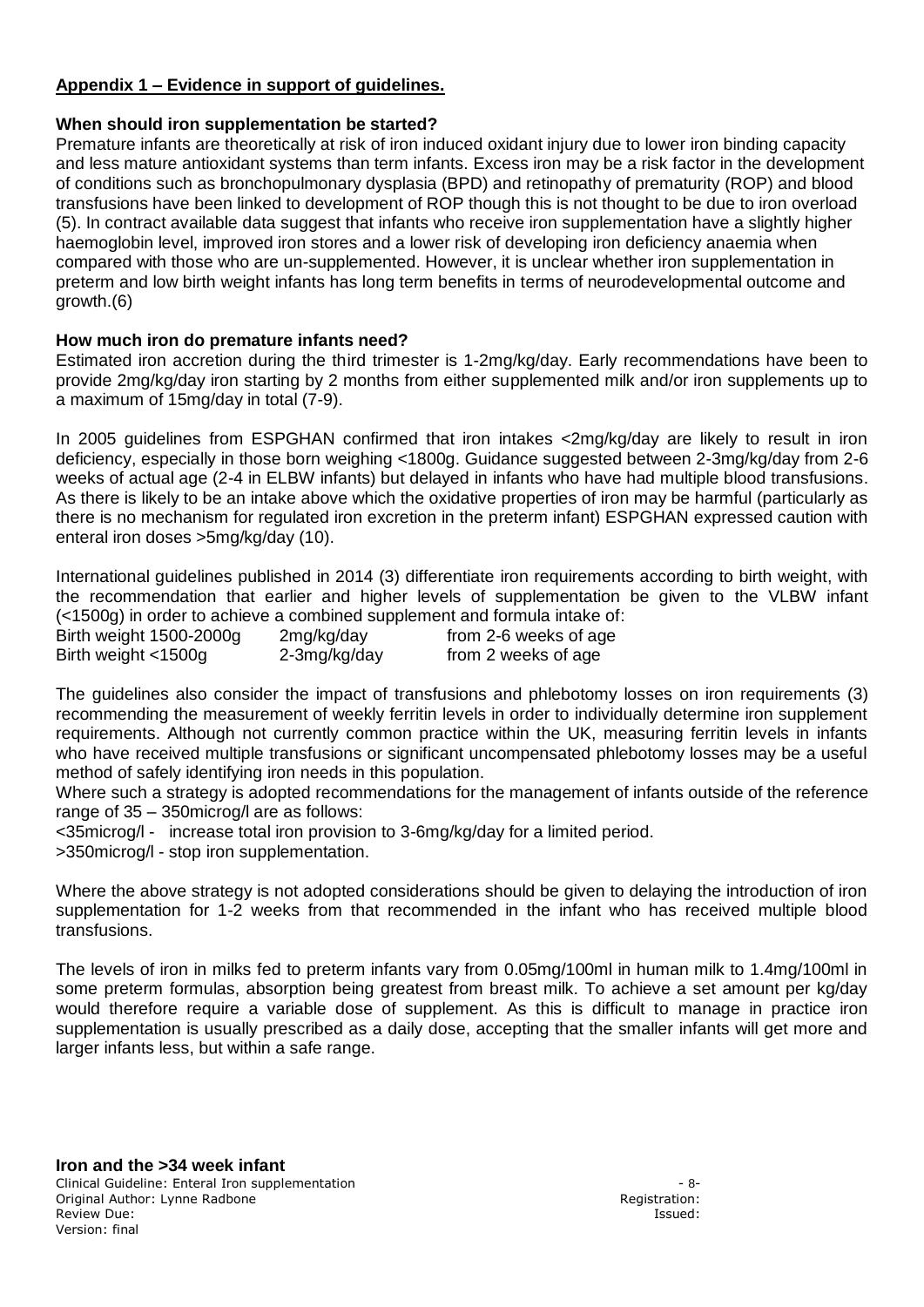## Appendix 1 – Evidence in support of guidelines.

### When should iron supplementation be started?

Premature infants are theoretically at risk of iron induced oxidant injury due to lower iron binding capacity and less mature antioxidant systems than term infants. Excess iron may be a risk factor in the development of conditions such as bronchopulmonary dysplasia (BPD) and retinopathy of prematurity (ROP) and blood transfusions have been linked to development of ROP though this is not thought to be due to iron overload (5). In contract available data suggest that infants who receive iron supplementation have a slightly higher haemoglobin level, improved iron stores and a lower risk of developing iron deficiency anaemia when compared with those who are un-supplemented. However, it is unclear whether iron supplementation in preterm and low birth weight infants has long term benefits in terms of neurodevelopmental outcome and growth.(6)

### How much iron do premature infants need?

Estimated iron accretion during the third trimester is 1-2mg/kg/day. Early recommendations have been to provide 2mg/kg/day iron starting by 2 months from either supplemented milk and/or iron supplements up to a maximum of 15mg/day in total (7-9).

In 2005 guidelines from ESPGHAN confirmed that iron intakes <2mg/kg/day are likely to result in iron deficiency, especially in those born weighing <1800g. Guidance suggested between 2-3mg/kg/day from 2-6 weeks of actual age (2-4 in ELBW infants) but delayed in infants who have had multiple blood transfusions. As there is likely to be an intake above which the oxidative properties of iron may be harmful (particularly as there is no mechanism for regulated iron excretion in the preterm infant) ESPGHAN expressed caution with enteral iron doses >5mg/kg/day (10).

International guidelines published in 2014 (3) differentiate iron requirements according to birth weight, with the recommendation that earlier and higher levels of supplementation be given to the VLBW infant (<1500g) in order to achieve a combined supplement and formula intake of:

| | | |
|---|---|---|
| Birth weight 1500-2000g | 2mg/kg/day | from 2-6 weeks of age |
| Birth weight <1500g | 2-3mg/kg/day | from 2 weeks of age |

The guidelines also consider the impact of transfusions and phlebotomy losses on iron requirements (3) recommending the measurement of weekly ferritin levels in order to individually determine iron supplement requirements. Although not currently common practice within the UK, measuring ferritin levels in infants who have received multiple transfusions or significant uncompensated phlebotomy losses may be a useful method of safely identifying iron needs in this population.

Where such a strategy is adopted recommendations for the management of infants outside of the reference range of 35 – 350microg/l are as follows:

<35microg/l - increase total iron provision to 3-6mg/kg/day for a limited period.

>350microg/l - stop iron supplementation.

Where the above strategy is not adopted considerations should be given to delaying the introduction of iron supplementation for 1-2 weeks from that recommended in the infant who has received multiple blood transfusions.

The levels of iron in milks fed to preterm infants vary from 0.05mg/100ml in human milk to 1.4mg/100ml in some preterm formulas, absorption being greatest from breast milk. To achieve a set amount per kg/day would therefore require a variable dose of supplement. As this is difficult to manage in practice iron supplementation is usually prescribed as a daily dose, accepting that the smaller infants will get more and larger infants less, but within a safe range.

### Iron and the >34 week infant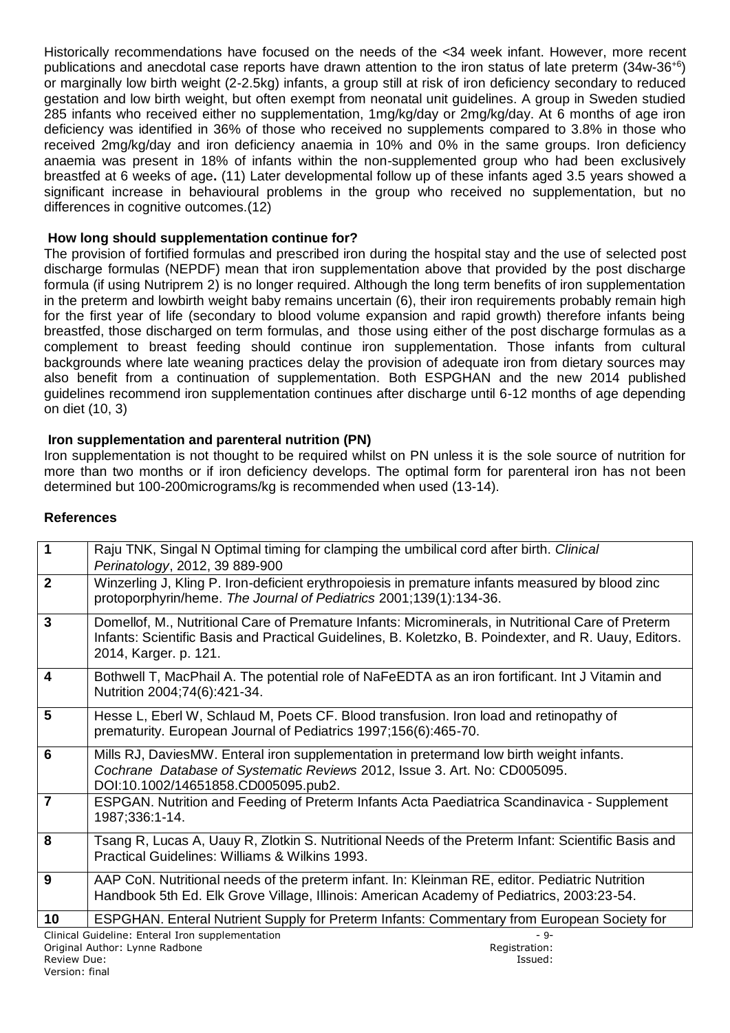Historically recommendations have focused on the needs of the <34 week infant. However, more recent publications and anecdotal case reports have drawn attention to the iron status of late preterm (34w-$36^{+6}$) or marginally low birth weight (2-2.5kg) infants, a group still at risk of iron deficiency secondary to reduced gestation and low birth weight, but often exempt from neonatal unit guidelines. A group in Sweden studied 285 infants who received either no supplementation, 1mg/kg/day or 2mg/kg/day. At 6 months of age iron deficiency was identified in 36% of those who received no supplements compared to 3.8% in those who received 2mg/kg/day and iron deficiency anaemia in 10% and 0% in the same groups. Iron deficiency anaemia was present in 18% of infants within the non-supplemented group who had been exclusively breastfed at 6 weeks of age**.** (11) Later developmental follow up of these infants aged 3.5 years showed a significant increase in behavioural problems in the group who received no supplementation, but no differences in cognitive outcomes.(12)

### How long should supplementation continue for?

The provision of fortified formulas and prescribed iron during the hospital stay and the use of selected post discharge formulas (NEPDF) mean that iron supplementation above that provided by the post discharge formula (if using Nutriprem 2) is no longer required. Although the long term benefits of iron supplementation in the preterm and lowbirth weight baby remains uncertain (6), their iron requirements probably remain high for the first year of life (secondary to blood volume expansion and rapid growth) therefore infants being breastfed, those discharged on term formulas, and those using either of the post discharge formulas as a complement to breast feeding should continue iron supplementation. Those infants from cultural backgrounds where late weaning practices delay the provision of adequate iron from dietary sources may also benefit from a continuation of supplementation. Both ESPGHAN and the new 2014 published guidelines recommend iron supplementation continues after discharge until 6-12 months of age depending on diet (10, 3)

### Iron supplementation and parenteral nutrition (PN)

Iron supplementation is not thought to be required whilst on PN unless it is the sole source of nutrition for more than two months or if iron deficiency develops. The optimal form for parenteral iron has not been determined but 100-200micrograms/kg is recommended when used (13-14).

### References

| | |
|---|---|
| **1** | Raju TNK, Singal N Optimal timing for clamping the umbilical cord after birth. *Clinical Perinatology*, 2012, 39 889-900 |
| **2** | Winzerling J, Kling P. Iron-deficient erythropoiesis in premature infants measured by blood zinc protoporphyrin/heme. *The Journal of Pediatrics* 2001;139(1):134-36. |
| **3** | Domellof, M., Nutritional Care of Premature Infants: Microminerals, in Nutritional Care of Preterm Infants: Scientific Basis and Practical Guidelines, B. Koletzko, B. Poindexter, and R. Uauy, Editors. 2014, Karger. p. 121. |
| **4** | Bothwell T, MacPhail A. The potential role of NaFeEDTA as an iron fortificant. Int J Vitamin and Nutrition 2004;74(6):421-34. |
| **5** | Hesse L, Eberl W, Schlaud M, Poets CF. Blood transfusion. Iron load and retinopathy of prematurity. European Journal of Pediatrics 1997;156(6):465-70. |
| **6** | Mills RJ, DaviesMW. Enteral iron supplementation in pretermand low birth weight infants. *Cochrane Database of Systematic Reviews* 2012, Issue 3. Art. No: CD005095. DOI:10.1002/14651858.CD005095.pub2. |
| **7** | ESPGAN. Nutrition and Feeding of Preterm Infants Acta Paediatrica Scandinavica - Supplement 1987;336:1-14. |
| **8** | Tsang R, Lucas A, Uauy R, Zlotkin S. Nutritional Needs of the Preterm Infant: Scientific Basis and Practical Guidelines: Williams & Wilkins 1993. |
| **9** | AAP CoN. Nutritional needs of the preterm infant. In: Kleinman RE, editor. Pediatric Nutrition Handbook 5th Ed. Elk Grove Village, Illinois: American Academy of Pediatrics, 2003:23-54. |
| **10** | ESPGHAN. Enteral Nutrient Supply for Preterm Infants: Commentary from European Society for |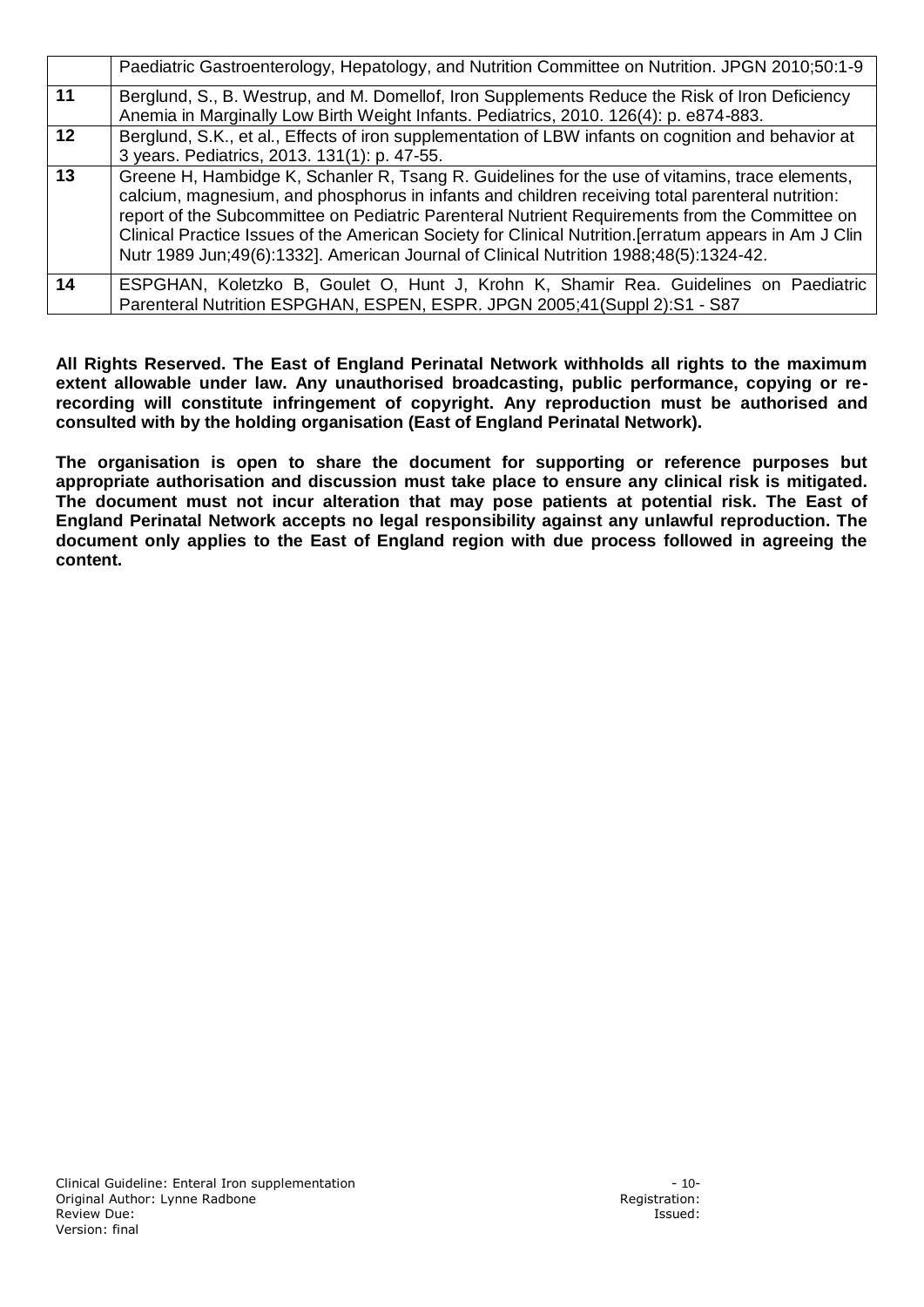| | |
|---|---|
| | Paediatric Gastroenterology, Hepatology, and Nutrition Committee on Nutrition. JPGN 2010;50:1-9 |
| **11** | Berglund, S., B. Westrup, and M. Domellof, Iron Supplements Reduce the Risk of Iron Deficiency Anemia in Marginally Low Birth Weight Infants. Pediatrics, 2010. 126(4): p. e874-883. |
| **12** | Berglund, S.K., et al., Effects of iron supplementation of LBW infants on cognition and behavior at 3 years. Pediatrics, 2013. 131(1): p. 47-55. |
| **13** | Greene H, Hambidge K, Schanler R, Tsang R. Guidelines for the use of vitamins, trace elements, calcium, magnesium, and phosphorus in infants and children receiving total parenteral nutrition: report of the Subcommittee on Pediatric Parenteral Nutrient Requirements from the Committee on Clinical Practice Issues of the American Society for Clinical Nutrition.[erratum appears in Am J Clin Nutr 1989 Jun;49(6):1332]. American Journal of Clinical Nutrition 1988;48(5):1324-42. |
| **14** | ESPGHAN, Koletzko B, Goulet O, Hunt J, Krohn K, Shamir Rea. Guidelines on Paediatric Parenteral Nutrition ESPGHAN, ESPEN, ESPR. JPGN 2005;41(Suppl 2):S1 - S87 |

**All Rights Reserved. The East of England Perinatal Network withholds all rights to the maximum extent allowable under law. Any unauthorised broadcasting, public performance, copying or re-recording will constitute infringement of copyright. Any reproduction must be authorised and consulted with by the holding organisation (East of England Perinatal Network).**

**The organisation is open to share the document for supporting or reference purposes but appropriate authorisation and discussion must take place to ensure any clinical risk is mitigated. The document must not incur alteration that may pose patients at potential risk. The East of England Perinatal Network accepts no legal responsibility against any unlawful reproduction. The document only applies to the East of England region with due process followed in agreeing the content.**